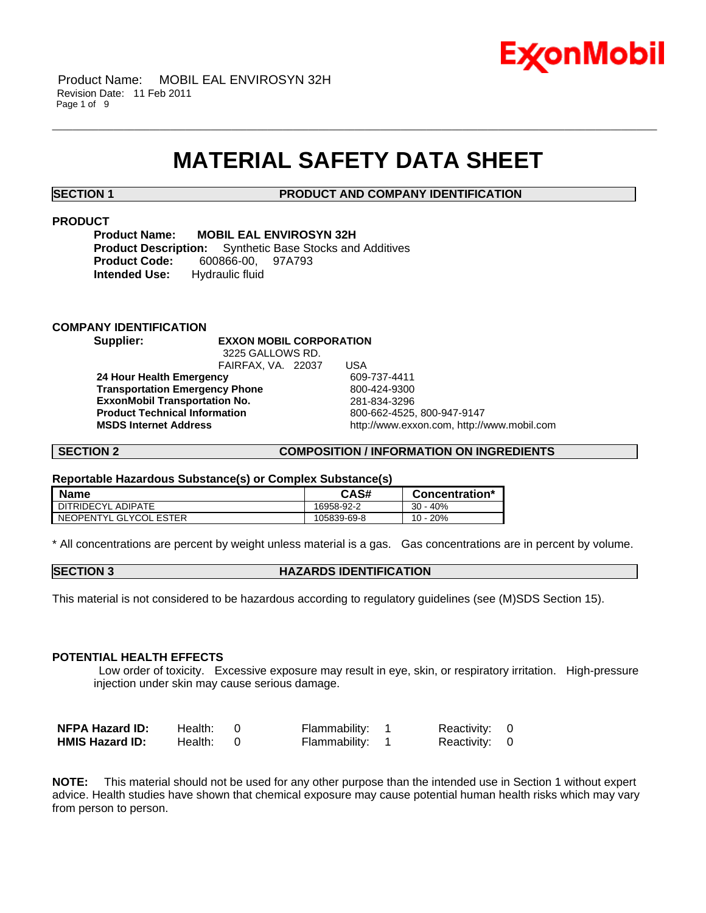# MATERIAL SAFETY DATA SHEET

## SECTION 1 PRODUCT AND COMPANY IDENTIFICATION

### PRODUCT

**Product Name:** **MOBIL EAL ENVIROSYN 32H**
**Product Description:** Synthetic Base Stocks and Additives
**Product Code:** 600866-00, 97A793
**Intended Use:** Hydraulic fluid

### COMPANY IDENTIFICATION

**Supplier:** **EXXON MOBIL CORPORATION**
3225 GALLOWS RD.
FAIRFAX, VA. 22037 USA

**24 Hour Health Emergency** 609-737-4411
**Transportation Emergency Phone** 800-424-9300
**ExxonMobil Transportation No.** 281-834-3296
**Product Technical Information** 800-662-4525, 800-947-9147
**MSDS Internet Address** http://www.exxon.com, http://www.mobil.com

## SECTION 2 COMPOSITION / INFORMATION ON INGREDIENTS

**Reportable Hazardous Substance(s) or Complex Substance(s)**

| Name | CAS# | Concentration* |
|---|---|---|
| DITRIDECYL ADIPATE | 16958-92-2 | 30 - 40% |
| NEOPENTYL GLYCOL ESTER | 105839-69-8 | 10 - 20% |

* All concentrations are percent by weight unless material is a gas. Gas concentrations are in percent by volume.

## SECTION 3 HAZARDS IDENTIFICATION

This material is not considered to be hazardous according to regulatory guidelines (see (M)SDS Section 15).

### POTENTIAL HEALTH EFFECTS

Low order of toxicity. Excessive exposure may result in eye, skin, or respiratory irritation. High-pressure injection under skin may cause serious damage.

| | | | |
|---|---|---|---|
| **NFPA Hazard ID:** | Health: 0 | Flammability: 1 | Reactivity: 0 |
| **HMIS Hazard ID:** | Health: 0 | Flammability: 1 | Reactivity: 0 |

**NOTE:** This material should not be used for any other purpose than the intended use in Section 1 without expert advice. Health studies have shown that chemical exposure may cause potential human health risks which may vary from person to person.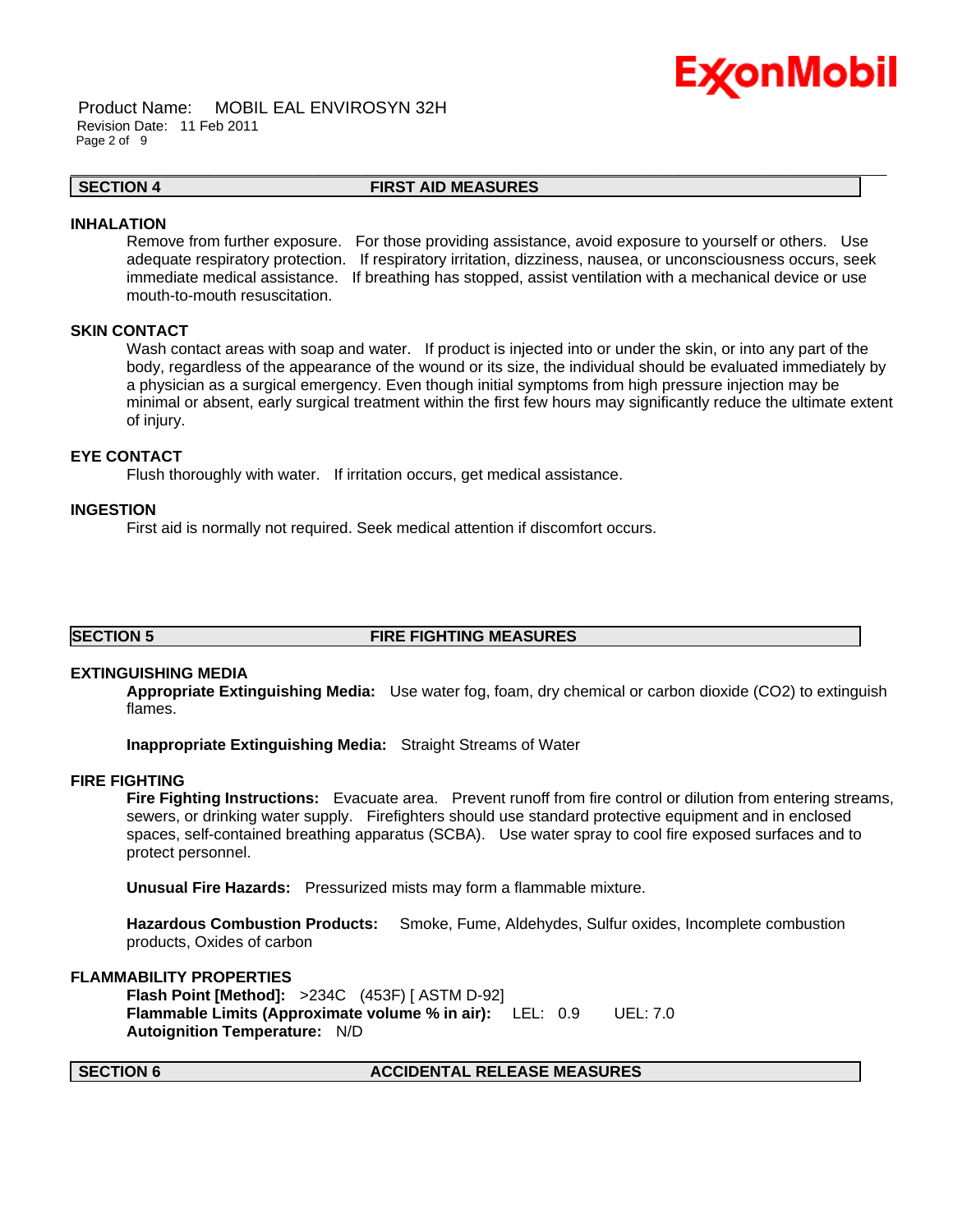## SECTION 4 FIRST AID MEASURES

### INHALATION

Remove from further exposure. For those providing assistance, avoid exposure to yourself or others. Use adequate respiratory protection. If respiratory irritation, dizziness, nausea, or unconsciousness occurs, seek immediate medical assistance. If breathing has stopped, assist ventilation with a mechanical device or use mouth-to-mouth resuscitation.

### SKIN CONTACT

Wash contact areas with soap and water. If product is injected into or under the skin, or into any part of the body, regardless of the appearance of the wound or its size, the individual should be evaluated immediately by a physician as a surgical emergency. Even though initial symptoms from high pressure injection may be minimal or absent, early surgical treatment within the first few hours may significantly reduce the ultimate extent of injury.

### EYE CONTACT

Flush thoroughly with water. If irritation occurs, get medical assistance.

### INGESTION

First aid is normally not required. Seek medical attention if discomfort occurs.

## SECTION 5 FIRE FIGHTING MEASURES

### EXTINGUISHING MEDIA

**Appropriate Extinguishing Media:** Use water fog, foam, dry chemical or carbon dioxide (CO2) to extinguish flames.

**Inappropriate Extinguishing Media:** Straight Streams of Water

### FIRE FIGHTING

**Fire Fighting Instructions:** Evacuate area. Prevent runoff from fire control or dilution from entering streams, sewers, or drinking water supply. Firefighters should use standard protective equipment and in enclosed spaces, self-contained breathing apparatus (SCBA). Use water spray to cool fire exposed surfaces and to protect personnel.

**Unusual Fire Hazards:** Pressurized mists may form a flammable mixture.

**Hazardous Combustion Products:** Smoke, Fume, Aldehydes, Sulfur oxides, Incomplete combustion products, Oxides of carbon

### FLAMMABILITY PROPERTIES

**Flash Point [Method]:** >234C (453F) [ ASTM D-92]
**Flammable Limits (Approximate volume % in air):** LEL: 0.9 UEL: 7.0
**Autoignition Temperature:** N/D

## SECTION 6 ACCIDENTAL RELEASE MEASURES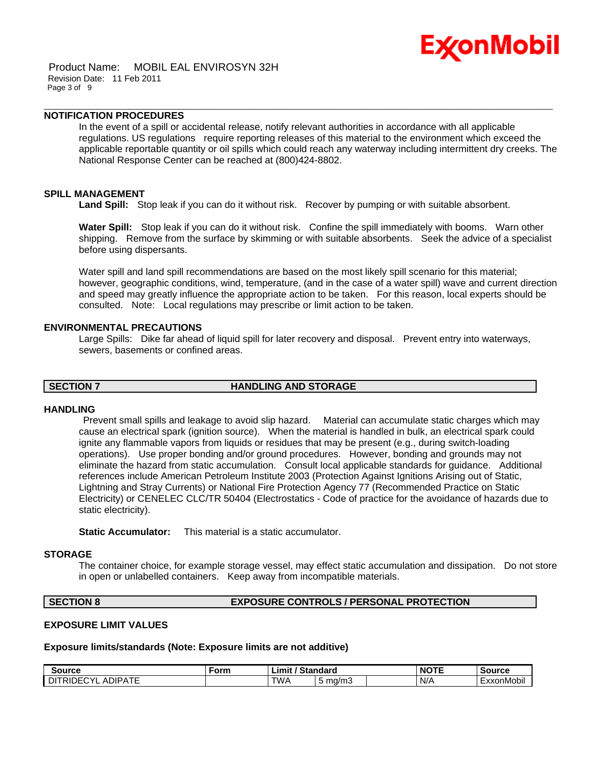### NOTIFICATION PROCEDURES

In the event of a spill or accidental release, notify relevant authorities in accordance with all applicable regulations. US regulations require reporting releases of this material to the environment which exceed the applicable reportable quantity or oil spills which could reach any waterway including intermittent dry creeks. The National Response Center can be reached at (800)424-8802.

### SPILL MANAGEMENT

**Land Spill:** Stop leak if you can do it without risk. Recover by pumping or with suitable absorbent.

**Water Spill:** Stop leak if you can do it without risk. Confine the spill immediately with booms. Warn other shipping. Remove from the surface by skimming or with suitable absorbents. Seek the advice of a specialist before using dispersants.

Water spill and land spill recommendations are based on the most likely spill scenario for this material; however, geographic conditions, wind, temperature, (and in the case of a water spill) wave and current direction and speed may greatly influence the appropriate action to be taken. For this reason, local experts should be consulted. Note: Local regulations may prescribe or limit action to be taken.

### ENVIRONMENTAL PRECAUTIONS

Large Spills: Dike far ahead of liquid spill for later recovery and disposal. Prevent entry into waterways, sewers, basements or confined areas.

## SECTION 7 HANDLING AND STORAGE

### HANDLING

Prevent small spills and leakage to avoid slip hazard. Material can accumulate static charges which may cause an electrical spark (ignition source). When the material is handled in bulk, an electrical spark could ignite any flammable vapors from liquids or residues that may be present (e.g., during switch-loading operations). Use proper bonding and/or ground procedures. However, bonding and grounds may not eliminate the hazard from static accumulation. Consult local applicable standards for guidance. Additional references include American Petroleum Institute 2003 (Protection Against Ignitions Arising out of Static, Lightning and Stray Currents) or National Fire Protection Agency 77 (Recommended Practice on Static Electricity) or CENELEC CLC/TR 50404 (Electrostatics - Code of practice for the avoidance of hazards due to static electricity).

**Static Accumulator:** This material is a static accumulator.

### STORAGE

The container choice, for example storage vessel, may effect static accumulation and dissipation. Do not store in open or unlabelled containers. Keep away from incompatible materials.

## SECTION 8 EXPOSURE CONTROLS / PERSONAL PROTECTION

### EXPOSURE LIMIT VALUES

**Exposure limits/standards (Note: Exposure limits are not additive)**

| Source | Form | Limit / Standard | | | NOTE | Source |
|---|---|---|---|---|---|---|
| DITRIDECYL ADIPATE | | TWA | 5 mg/m3 | | N/A | ExxonMobil |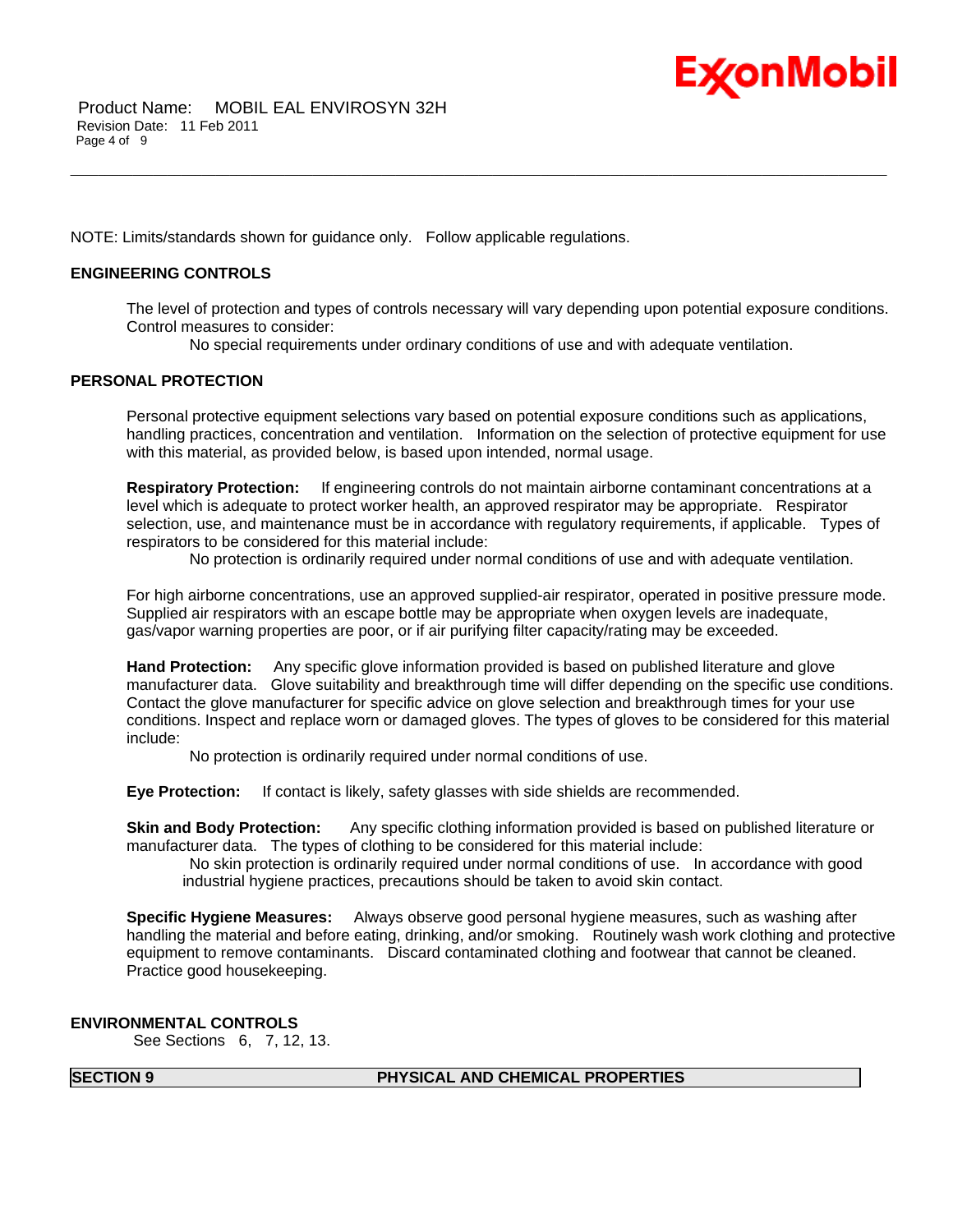NOTE: Limits/standards shown for guidance only. Follow applicable regulations.

### ENGINEERING CONTROLS

The level of protection and types of controls necessary will vary depending upon potential exposure conditions. Control measures to consider:

No special requirements under ordinary conditions of use and with adequate ventilation.

### PERSONAL PROTECTION

Personal protective equipment selections vary based on potential exposure conditions such as applications, handling practices, concentration and ventilation. Information on the selection of protective equipment for use with this material, as provided below, is based upon intended, normal usage.

**Respiratory Protection:** If engineering controls do not maintain airborne contaminant concentrations at a level which is adequate to protect worker health, an approved respirator may be appropriate. Respirator selection, use, and maintenance must be in accordance with regulatory requirements, if applicable. Types of respirators to be considered for this material include:

No protection is ordinarily required under normal conditions of use and with adequate ventilation.

For high airborne concentrations, use an approved supplied-air respirator, operated in positive pressure mode. Supplied air respirators with an escape bottle may be appropriate when oxygen levels are inadequate, gas/vapor warning properties are poor, or if air purifying filter capacity/rating may be exceeded.

**Hand Protection:** Any specific glove information provided is based on published literature and glove manufacturer data. Glove suitability and breakthrough time will differ depending on the specific use conditions. Contact the glove manufacturer for specific advice on glove selection and breakthrough times for your use conditions. Inspect and replace worn or damaged gloves. The types of gloves to be considered for this material include:

No protection is ordinarily required under normal conditions of use.

**Eye Protection:** If contact is likely, safety glasses with side shields are recommended.

**Skin and Body Protection:** Any specific clothing information provided is based on published literature or manufacturer data. The types of clothing to be considered for this material include:

No skin protection is ordinarily required under normal conditions of use. In accordance with good industrial hygiene practices, precautions should be taken to avoid skin contact.

**Specific Hygiene Measures:** Always observe good personal hygiene measures, such as washing after handling the material and before eating, drinking, and/or smoking. Routinely wash work clothing and protective equipment to remove contaminants. Discard contaminated clothing and footwear that cannot be cleaned. Practice good housekeeping.

### ENVIRONMENTAL CONTROLS

See Sections 6, 7, 12, 13.

## SECTION 9 PHYSICAL AND CHEMICAL PROPERTIES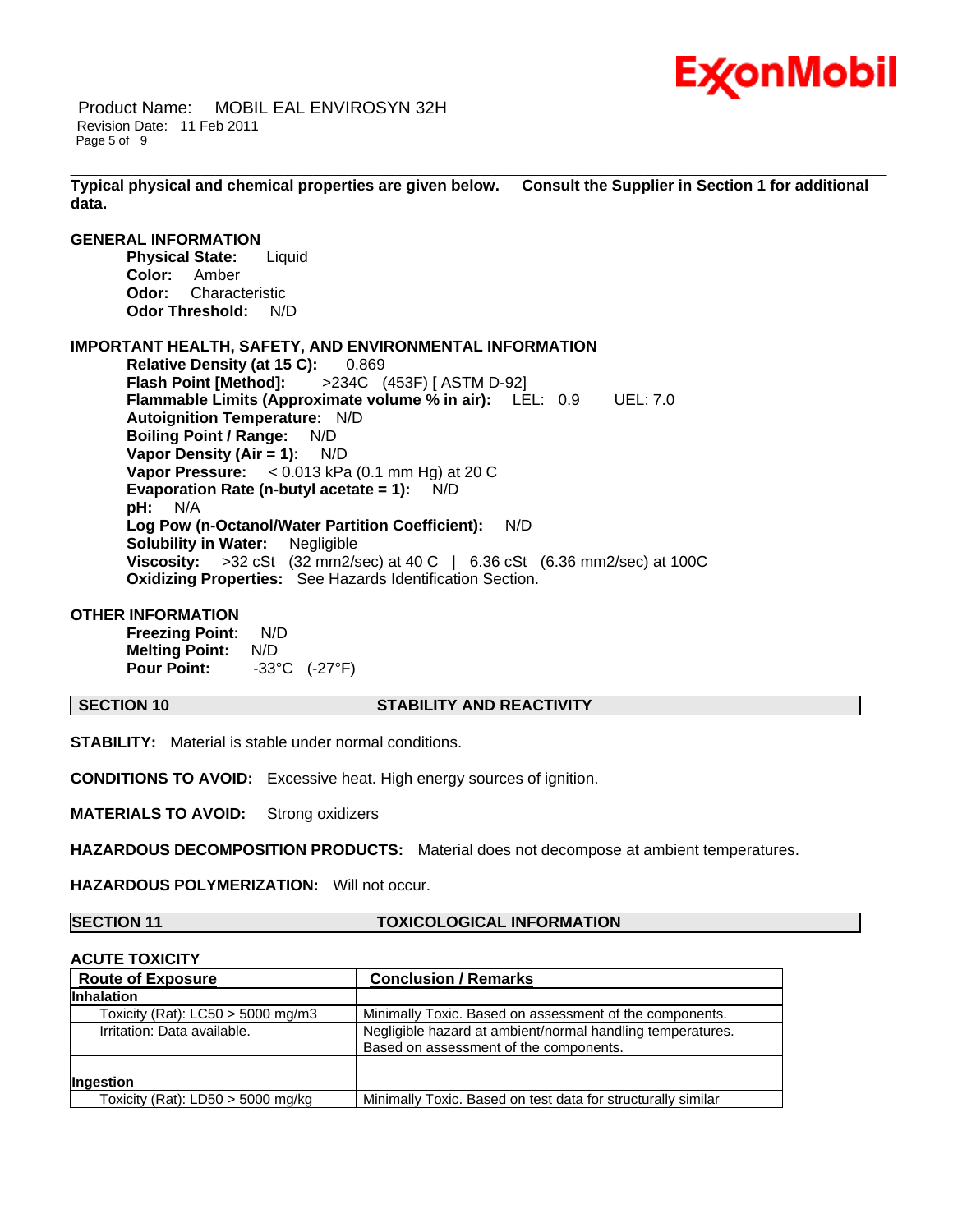**Typical physical and chemical properties are given below. Consult the Supplier in Section 1 for additional data.**

**GENERAL INFORMATION**

**Physical State:** Liquid
**Color:** Amber
**Odor:** Characteristic
**Odor Threshold:** N/D

**IMPORTANT HEALTH, SAFETY, AND ENVIRONMENTAL INFORMATION**

**Relative Density (at 15 C):** 0.869
**Flash Point [Method]:** >234C (453F) [ ASTM D-92]
**Flammable Limits (Approximate volume % in air):** LEL: 0.9 UEL: 7.0
**Autoignition Temperature:** N/D
**Boiling Point / Range:** N/D
**Vapor Density (Air = 1):** N/D
**Vapor Pressure:** < 0.013 kPa (0.1 mm Hg) at 20 C
**Evaporation Rate (n-butyl acetate = 1):** N/D
**pH:** N/A
**Log Pow (n-Octanol/Water Partition Coefficient):** N/D
**Solubility in Water:** Negligible
**Viscosity:** >32 cSt (32 mm2/sec) at 40 C | 6.36 cSt (6.36 mm2/sec) at 100C
**Oxidizing Properties:** See Hazards Identification Section.

**OTHER INFORMATION**

**Freezing Point:** N/D
**Melting Point:** N/D
**Pour Point:** -33°C (-27°F)

## SECTION 10 STABILITY AND REACTIVITY

**STABILITY:** Material is stable under normal conditions.

**CONDITIONS TO AVOID:** Excessive heat. High energy sources of ignition.

**MATERIALS TO AVOID:** Strong oxidizers

**HAZARDOUS DECOMPOSITION PRODUCTS:** Material does not decompose at ambient temperatures.

**HAZARDOUS POLYMERIZATION:** Will not occur.

## SECTION 11 TOXICOLOGICAL INFORMATION

**ACUTE TOXICITY**

| Route of Exposure | Conclusion / Remarks |
|---|---|
| **Inhalation** | |
| Toxicity (Rat): LC50 > 5000 mg/m3 | Minimally Toxic. Based on assessment of the components. |
| Irritation: Data available. | Negligible hazard at ambient/normal handling temperatures. Based on assessment of the components. |
| | |
| **Ingestion** | |
| Toxicity (Rat): LD50 > 5000 mg/kg | Minimally Toxic. Based on test data for structurally similar |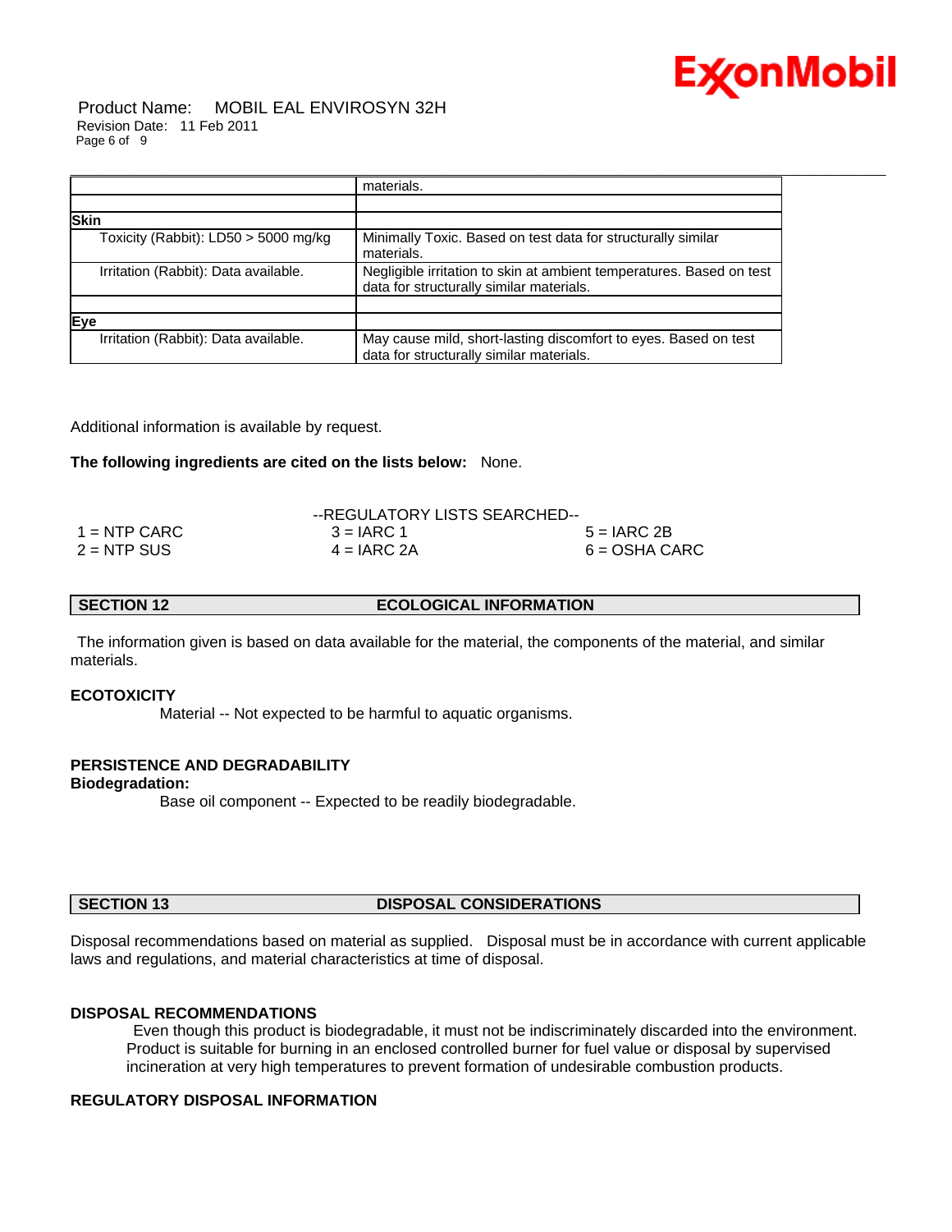| | |
|---|---|
| | materials. |
| | |
| **Skin** | |
| Toxicity (Rabbit): LD50 > 5000 mg/kg | Minimally Toxic. Based on test data for structurally similar materials. |
| Irritation (Rabbit): Data available. | Negligible irritation to skin at ambient temperatures. Based on test data for structurally similar materials. |
| | |
| **Eye** | |
| Irritation (Rabbit): Data available. | May cause mild, short-lasting discomfort to eyes. Based on test data for structurally similar materials. |

Additional information is available by request.

**The following ingredients are cited on the lists below:** None.

--REGULATORY LISTS SEARCHED--

| | | |
|---|---|---|
| 1 = NTP CARC | 3 = IARC 1 | 5 = IARC 2B |
| 2 = NTP SUS | 4 = IARC 2A | 6 = OSHA CARC |

## SECTION 12 ECOLOGICAL INFORMATION

The information given is based on data available for the material, the components of the material, and similar materials.

**ECOTOXICITY**

Material -- Not expected to be harmful to aquatic organisms.

**PERSISTENCE AND DEGRADABILITY**

**Biodegradation:**

Base oil component -- Expected to be readily biodegradable.

## SECTION 13 DISPOSAL CONSIDERATIONS

Disposal recommendations based on material as supplied. Disposal must be in accordance with current applicable laws and regulations, and material characteristics at time of disposal.

**DISPOSAL RECOMMENDATIONS**

Even though this product is biodegradable, it must not be indiscriminately discarded into the environment. Product is suitable for burning in an enclosed controlled burner for fuel value or disposal by supervised incineration at very high temperatures to prevent formation of undesirable combustion products.

**REGULATORY DISPOSAL INFORMATION**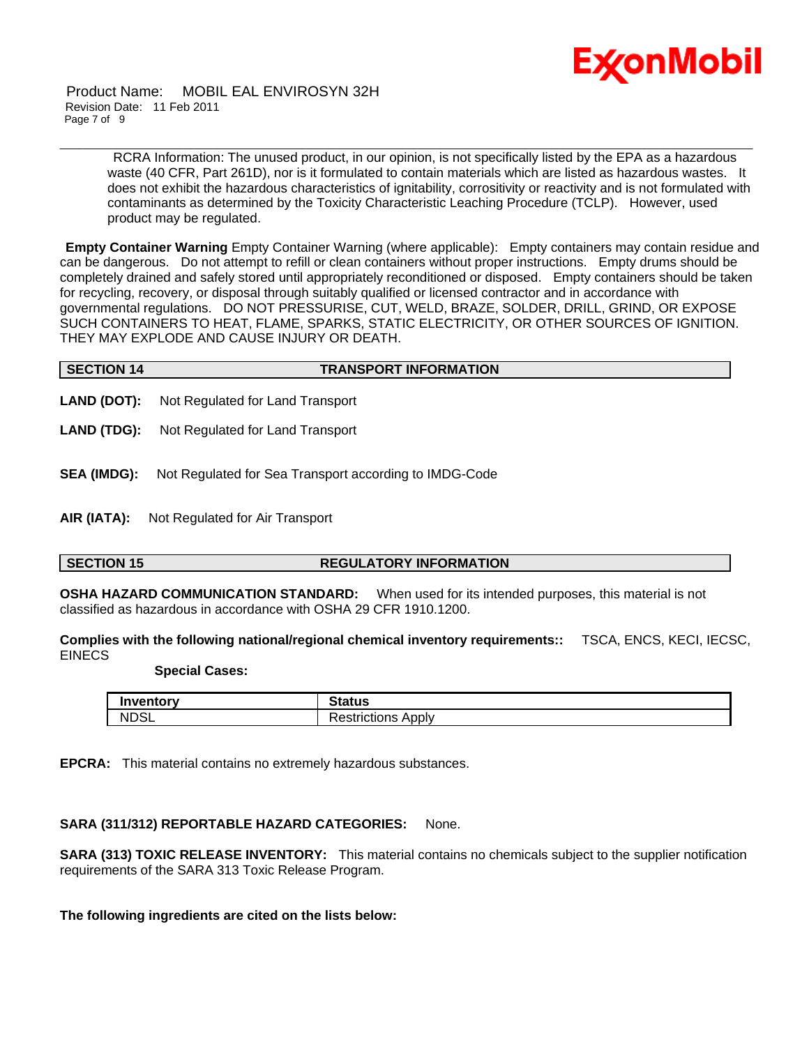RCRA Information: The unused product, in our opinion, is not specifically listed by the EPA as a hazardous waste (40 CFR, Part 261D), nor is it formulated to contain materials which are listed as hazardous wastes. It does not exhibit the hazardous characteristics of ignitability, corrositivity or reactivity and is not formulated with contaminants as determined by the Toxicity Characteristic Leaching Procedure (TCLP). However, used product may be regulated.

**Empty Container Warning** Empty Container Warning (where applicable): Empty containers may contain residue and can be dangerous. Do not attempt to refill or clean containers without proper instructions. Empty drums should be completely drained and safely stored until appropriately reconditioned or disposed. Empty containers should be taken for recycling, recovery, or disposal through suitably qualified or licensed contractor and in accordance with governmental regulations. DO NOT PRESSURISE, CUT, WELD, BRAZE, SOLDER, DRILL, GRIND, OR EXPOSE SUCH CONTAINERS TO HEAT, FLAME, SPARKS, STATIC ELECTRICITY, OR OTHER SOURCES OF IGNITION. THEY MAY EXPLODE AND CAUSE INJURY OR DEATH.

## SECTION 14 TRANSPORT INFORMATION

**LAND (DOT):** Not Regulated for Land Transport

**LAND (TDG):** Not Regulated for Land Transport

**SEA (IMDG):** Not Regulated for Sea Transport according to IMDG-Code

**AIR (IATA):** Not Regulated for Air Transport

## SECTION 15 REGULATORY INFORMATION

**OSHA HAZARD COMMUNICATION STANDARD:** When used for its intended purposes, this material is not classified as hazardous in accordance with OSHA 29 CFR 1910.1200.

**Complies with the following national/regional chemical inventory requirements::** TSCA, ENCS, KECI, IECSC, EINECS

**Special Cases:**

| Inventory | Status |
| --- | --- |
| NDSL | Restrictions Apply |

**EPCRA:** This material contains no extremely hazardous substances.

**SARA (311/312) REPORTABLE HAZARD CATEGORIES:** None.

**SARA (313) TOXIC RELEASE INVENTORY:** This material contains no chemicals subject to the supplier notification requirements of the SARA 313 Toxic Release Program.

**The following ingredients are cited on the lists below:**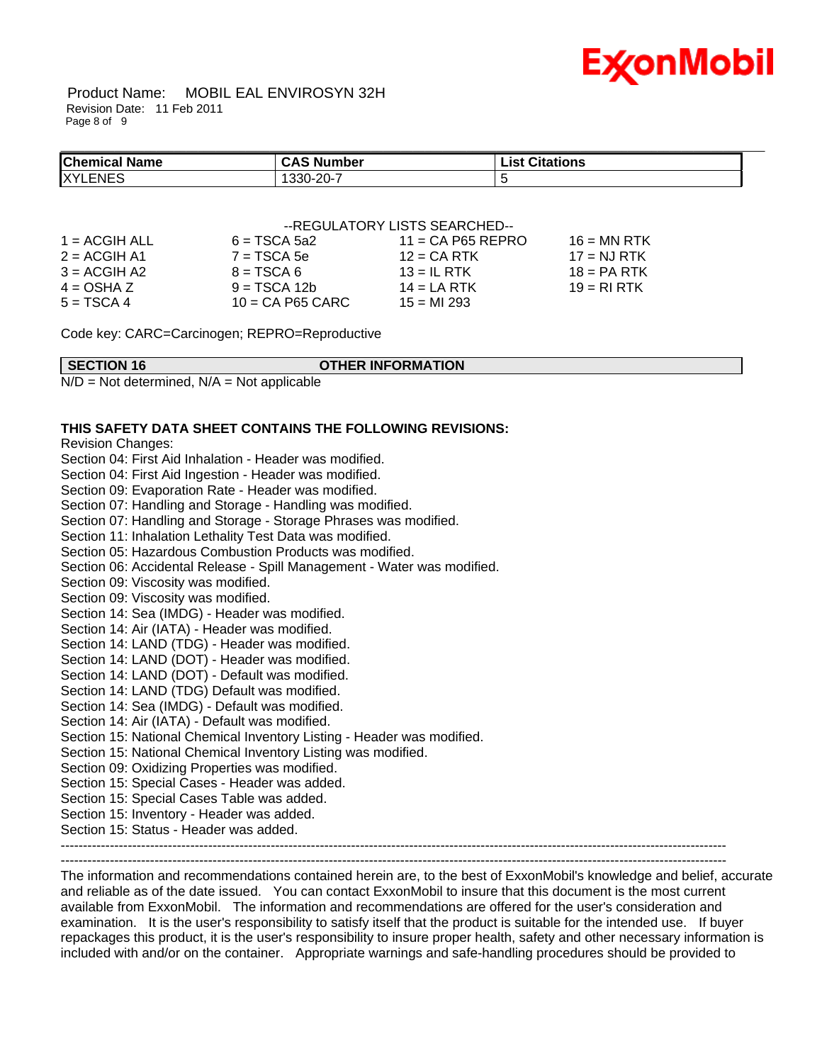| Chemical Name | CAS Number | List Citations |
|---|---|---|
| XYLENES | 1330-20-7 | 5 |

--REGULATORY LISTS SEARCHED--

| | | | |
|---|---|---|---|
| 1 = ACGIH ALL | 6 = TSCA 5a2 | 11 = CA P65 REPRO | 16 = MN RTK |
| 2 = ACGIH A1 | 7 = TSCA 5e | 12 = CA RTK | 17 = NJ RTK |
| 3 = ACGIH A2 | 8 = TSCA 6 | 13 = IL RTK | 18 = PA RTK |
| 4 = OSHA Z | 9 = TSCA 12b | 14 = LA RTK | 19 = RI RTK |
| 5 = TSCA 4 | 10 = CA P65 CARC | 15 = MI 293 | |

Code key: CARC=Carcinogen; REPRO=Reproductive

## SECTION 16 OTHER INFORMATION

N/D = Not determined, N/A = Not applicable

**THIS SAFETY DATA SHEET CONTAINS THE FOLLOWING REVISIONS:**

Revision Changes:
Section 04: First Aid Inhalation - Header was modified.
Section 04: First Aid Ingestion - Header was modified.
Section 09: Evaporation Rate - Header was modified.
Section 07: Handling and Storage - Handling was modified.
Section 07: Handling and Storage - Storage Phrases was modified.
Section 11: Inhalation Lethality Test Data was modified.
Section 05: Hazardous Combustion Products was modified.
Section 06: Accidental Release - Spill Management - Water was modified.
Section 09: Viscosity was modified.
Section 09: Viscosity was modified.
Section 14: Sea (IMDG) - Header was modified.
Section 14: Air (IATA) - Header was modified.
Section 14: LAND (TDG) - Header was modified.
Section 14: LAND (DOT) - Header was modified.
Section 14: LAND (DOT) - Default was modified.
Section 14: LAND (TDG) Default was modified.
Section 14: Sea (IMDG) - Default was modified.
Section 14: Air (IATA) - Default was modified.
Section 15: National Chemical Inventory Listing - Header was modified.
Section 15: National Chemical Inventory Listing was modified.
Section 09: Oxidizing Properties was modified.
Section 15: Special Cases - Header was added.
Section 15: Special Cases Table was added.
Section 15: Inventory - Header was added.
Section 15: Status - Header was added.

---

---

The information and recommendations contained herein are, to the best of ExxonMobil's knowledge and belief, accurate and reliable as of the date issued. You can contact ExxonMobil to insure that this document is the most current available from ExxonMobil. The information and recommendations are offered for the user's consideration and examination. It is the user's responsibility to satisfy itself that the product is suitable for the intended use. If buyer repackages this product, it is the user's responsibility to insure proper health, safety and other necessary information is included with and/or on the container. Appropriate warnings and safe-handling procedures should be provided to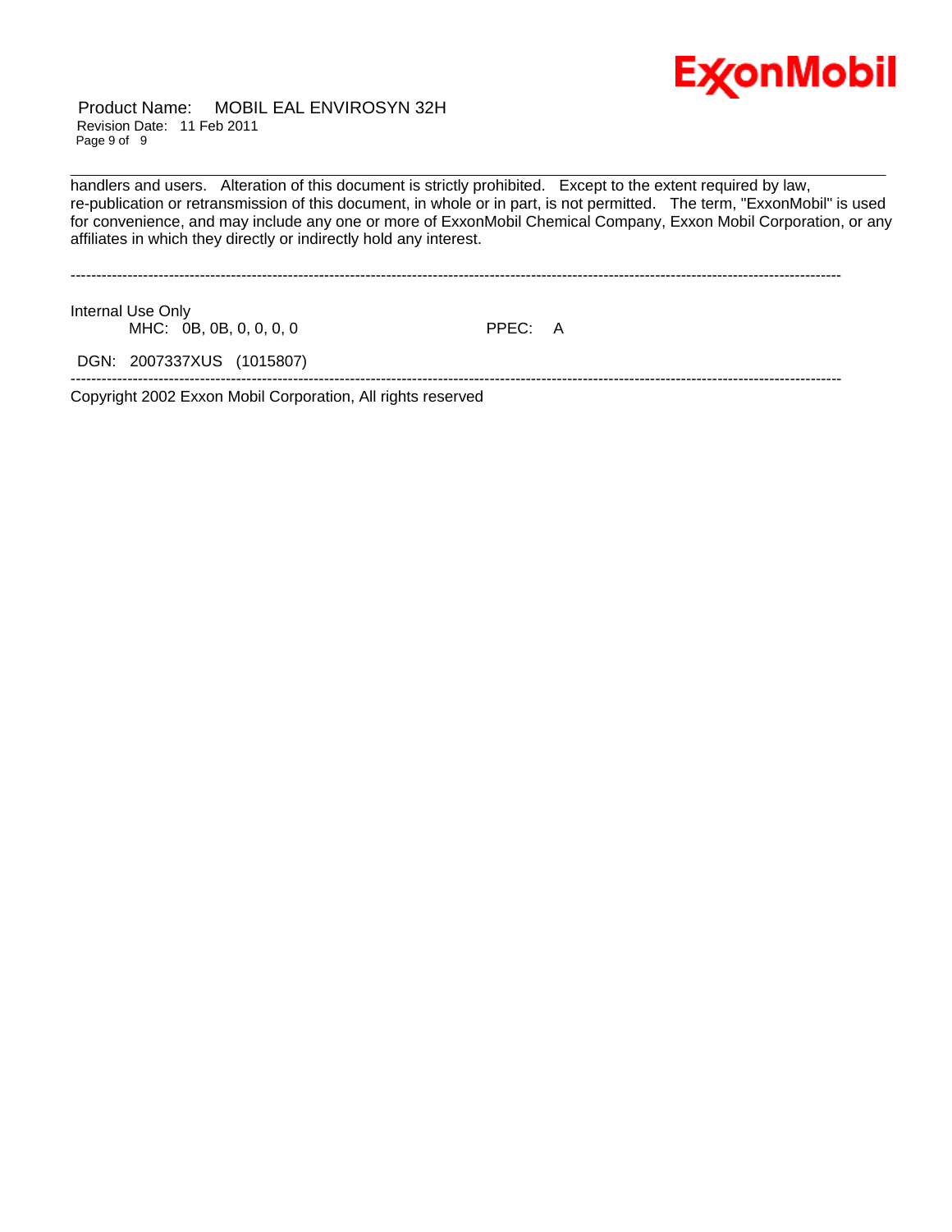handlers and users. Alteration of this document is strictly prohibited. Except to the extent required by law, re-publication or retransmission of this document, in whole or in part, is not permitted. The term, "ExxonMobil" is used for convenience, and may include any one or more of ExxonMobil Chemical Company, Exxon Mobil Corporation, or any affiliates in which they directly or indirectly hold any interest.

---

Internal Use Only
MHC: 0B, 0B, 0, 0, 0, 0 PPEC: A

DGN: 2007337XUS (1015807)

---

Copyright 2002 Exxon Mobil Corporation, All rights reserved